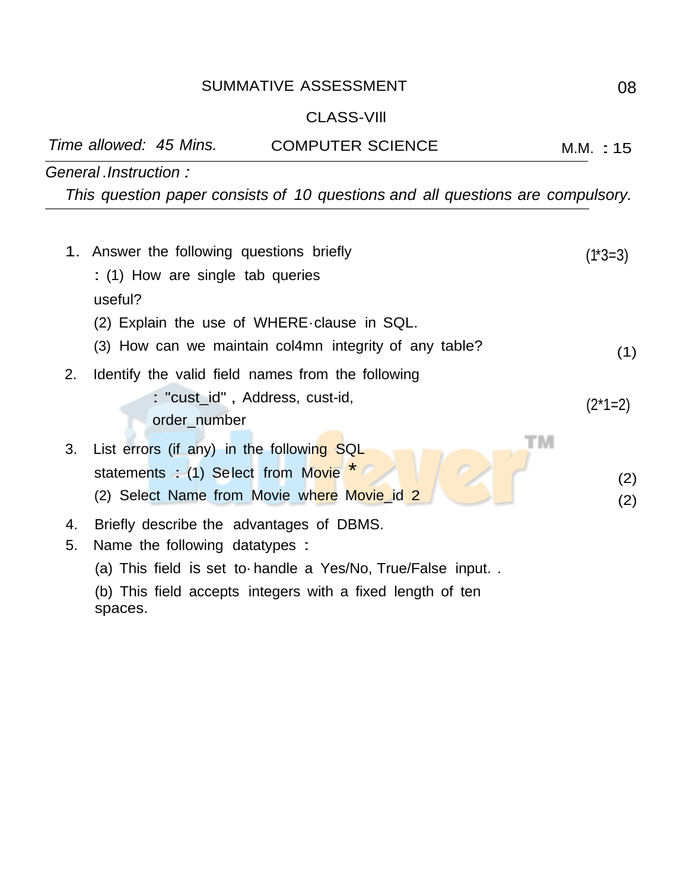SUMMATIVE ASSESSMENT 08

CLASS-VIll

*Time allowed: 45 Mins.* COMPUTER SCIENCE M.M. : 15

*General .Instruction :*

*This question paper consists of 10 questions and all questions are compulsory.*

1. Answer the following questions briefly (1*3=3)

   : (1) How are single tab queries useful?

   (2) Explain the use of WHERE·clause in SQL.

   (3) How can we maintain col4mn integrity of any table? (1)

2. Identify the valid field names from the following (2*1=2)

   : "cust_id" , Address, cust-id, order_number

3. List errors (if any) in the following SQL statements : (1) Select from Movie * (2)

   (2) Select Name from Movie where Movie_id 2 (2)

4. Briefly describe the advantages of DBMS.

5. Name the following datatypes :

   (a) This field is set to· handle a Yes/No, True/False input. .

   (b) This field accepts integers with a fixed length of ten spaces.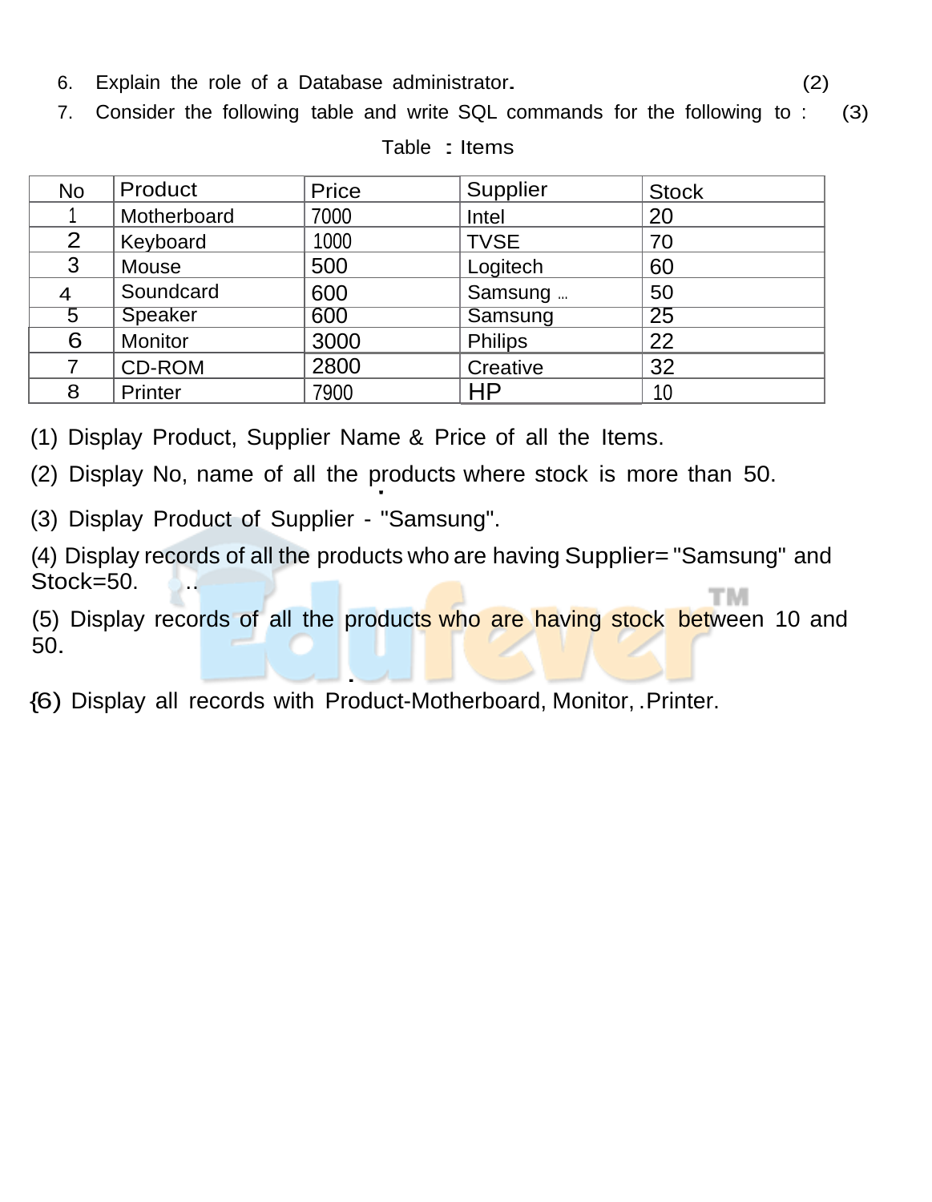6. Explain the role of a Database administrator. (2)

7. Consider the following table and write SQL commands for the following to : (3)

Table : Items

| No | Product | Price | Supplier | Stock |
|---|---|---|---|---|
| 1 | Motherboard | 7000 | Intel | 20 |
| 2 | Keyboard | 1000 | TVSE | 70 |
| 3 | Mouse | 500 | Logitech | 60 |
| 4 | Soundcard | 600 | Samsung ... | 50 |
| 5 | Speaker | 600 | Samsung | 25 |
| 6 | Monitor | 3000 | Philips | 22 |
| 7 | CD-ROM | 2800 | Creative | 32 |
| 8 | Printer | 7900 | HP | 10 |

(1) Display Product, Supplier Name & Price of all the Items.

(2) Display No, name of all the products where stock is more than 50.

(3) Display Product of Supplier - "Samsung".

(4) Display records of all the products who are having Supplier= "Samsung" and Stock=50.

(5) Display records of all the products who are having stock between 10 and 50.

(6) Display all records with Product-Motherboard, Monitor, .Printer.